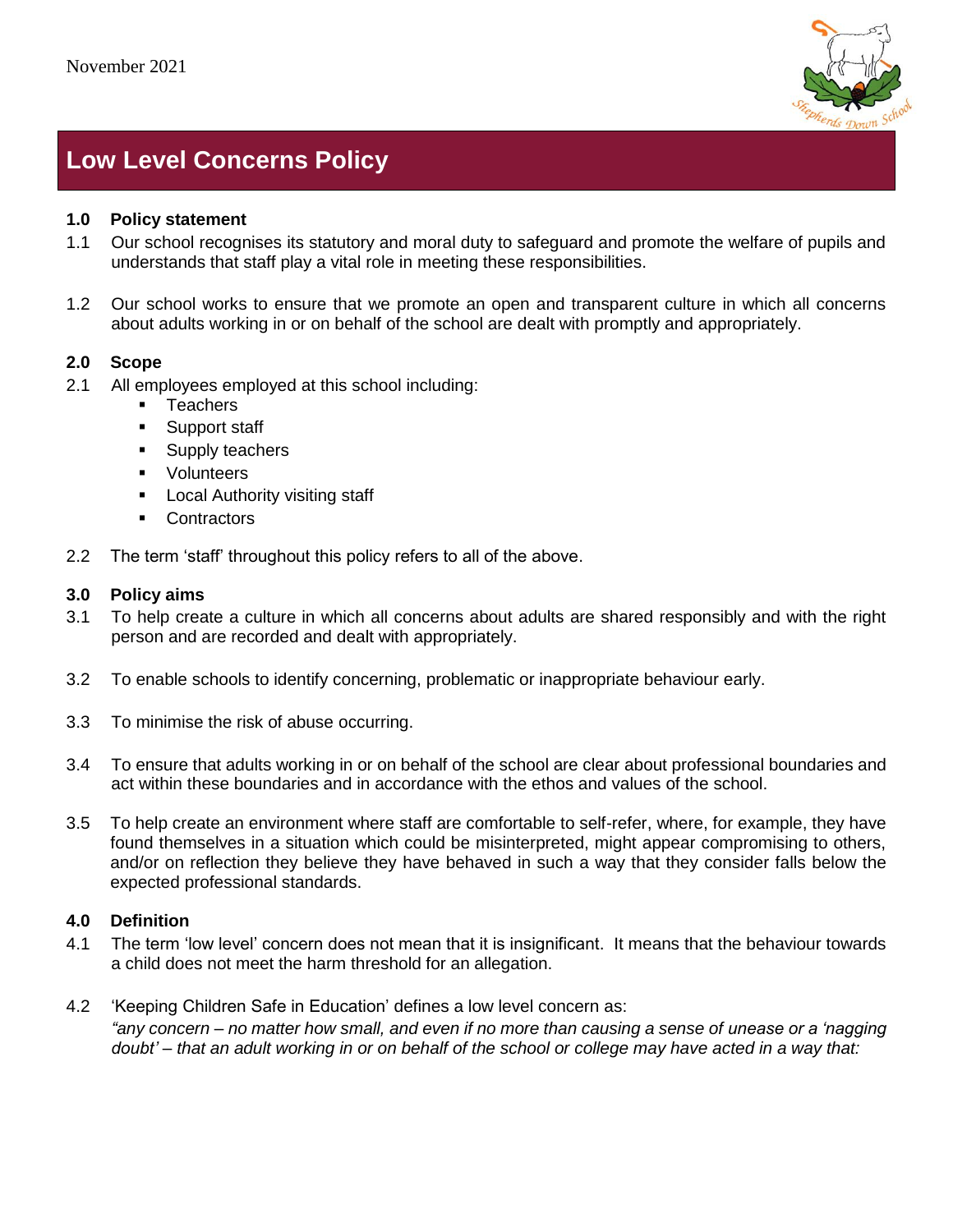November 2021

# Low Level Concerns Policy

## 1.0 Policy statement

1.1 Our school recognises its statutory and moral duty to safeguard and promote the welfare of pupils and understands that staff play a vital role in meeting these responsibilities.

1.2 Our school works to ensure that we promote an open and transparent culture in which all concerns about adults working in or on behalf of the school are dealt with promptly and appropriately.

## 2.0 Scope

2.1 All employees employed at this school including:

- Teachers
- Support staff
- Supply teachers
- Volunteers
- Local Authority visiting staff
- Contractors

2.2 The term 'staff' throughout this policy refers to all of the above.

## 3.0 Policy aims

3.1 To help create a culture in which all concerns about adults are shared responsibly and with the right person and are recorded and dealt with appropriately.

3.2 To enable schools to identify concerning, problematic or inappropriate behaviour early.

3.3 To minimise the risk of abuse occurring.

3.4 To ensure that adults working in or on behalf of the school are clear about professional boundaries and act within these boundaries and in accordance with the ethos and values of the school.

3.5 To help create an environment where staff are comfortable to self-refer, where, for example, they have found themselves in a situation which could be misinterpreted, might appear compromising to others, and/or on reflection they believe they have behaved in such a way that they consider falls below the expected professional standards.

## 4.0 Definition

4.1 The term 'low level' concern does not mean that it is insignificant. It means that the behaviour towards a child does not meet the harm threshold for an allegation.

4.2 'Keeping Children Safe in Education' defines a low level concern as:
*"any concern – no matter how small, and even if no more than causing a sense of unease or a 'nagging doubt' – that an adult working in or on behalf of the school or college may have acted in a way that:*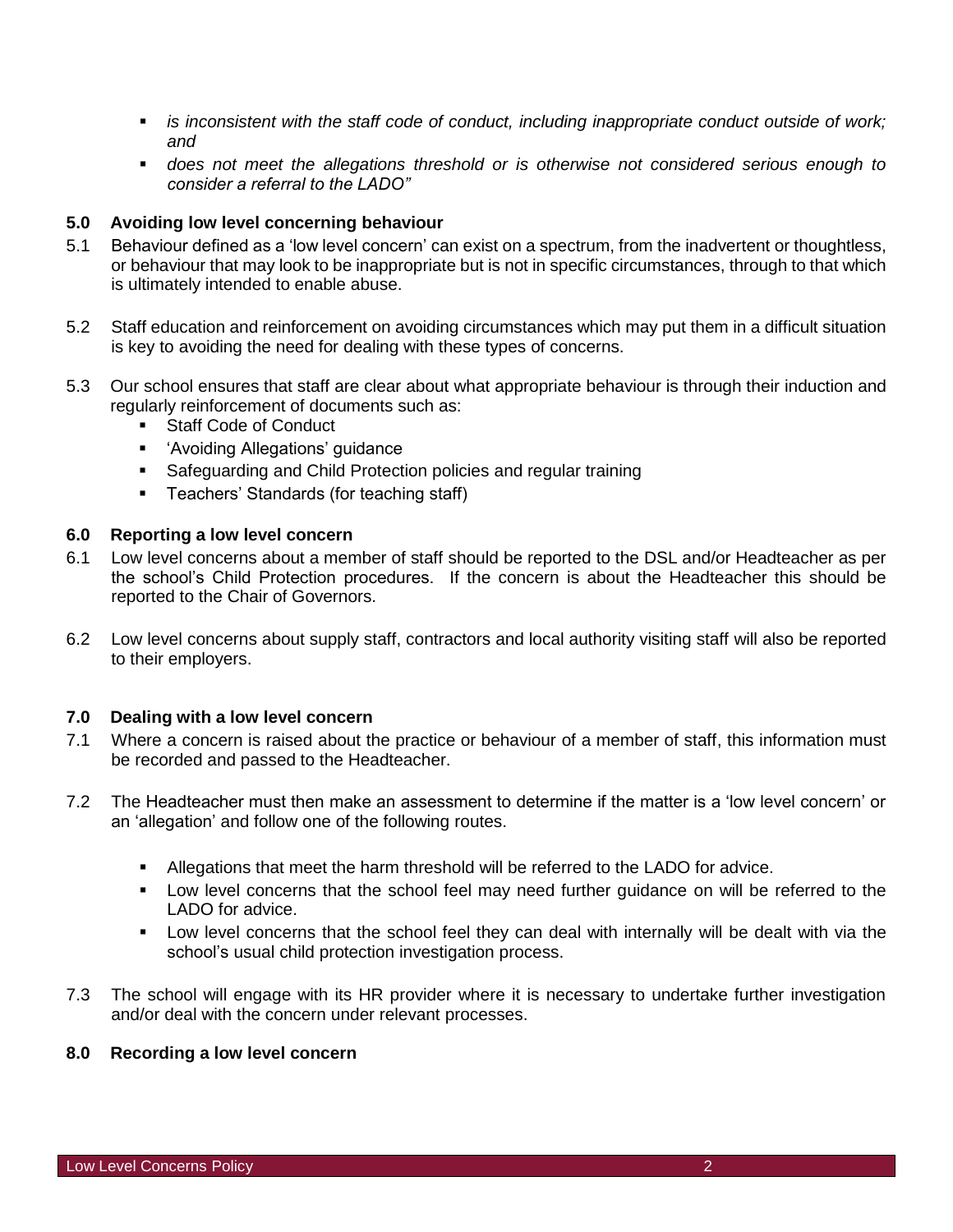- *is inconsistent with the staff code of conduct, including inappropriate conduct outside of work; and*
- *does not meet the allegations threshold or is otherwise not considered serious enough to consider a referral to the LADO"*

## 5.0 Avoiding low level concerning behaviour

5.1 Behaviour defined as a 'low level concern' can exist on a spectrum, from the inadvertent or thoughtless, or behaviour that may look to be inappropriate but is not in specific circumstances, through to that which is ultimately intended to enable abuse.

5.2 Staff education and reinforcement on avoiding circumstances which may put them in a difficult situation is key to avoiding the need for dealing with these types of concerns.

5.3 Our school ensures that staff are clear about what appropriate behaviour is through their induction and regularly reinforcement of documents such as:

- Staff Code of Conduct
- 'Avoiding Allegations' guidance
- Safeguarding and Child Protection policies and regular training
- Teachers' Standards (for teaching staff)

## 6.0 Reporting a low level concern

6.1 Low level concerns about a member of staff should be reported to the DSL and/or Headteacher as per the school's Child Protection procedures. If the concern is about the Headteacher this should be reported to the Chair of Governors.

6.2 Low level concerns about supply staff, contractors and local authority visiting staff will also be reported to their employers.

## 7.0 Dealing with a low level concern

7.1 Where a concern is raised about the practice or behaviour of a member of staff, this information must be recorded and passed to the Headteacher.

7.2 The Headteacher must then make an assessment to determine if the matter is a 'low level concern' or an 'allegation' and follow one of the following routes.

- Allegations that meet the harm threshold will be referred to the LADO for advice.
- Low level concerns that the school feel may need further guidance on will be referred to the LADO for advice.
- Low level concerns that the school feel they can deal with internally will be dealt with via the school's usual child protection investigation process.

7.3 The school will engage with its HR provider where it is necessary to undertake further investigation and/or deal with the concern under relevant processes.

## 8.0 Recording a low level concern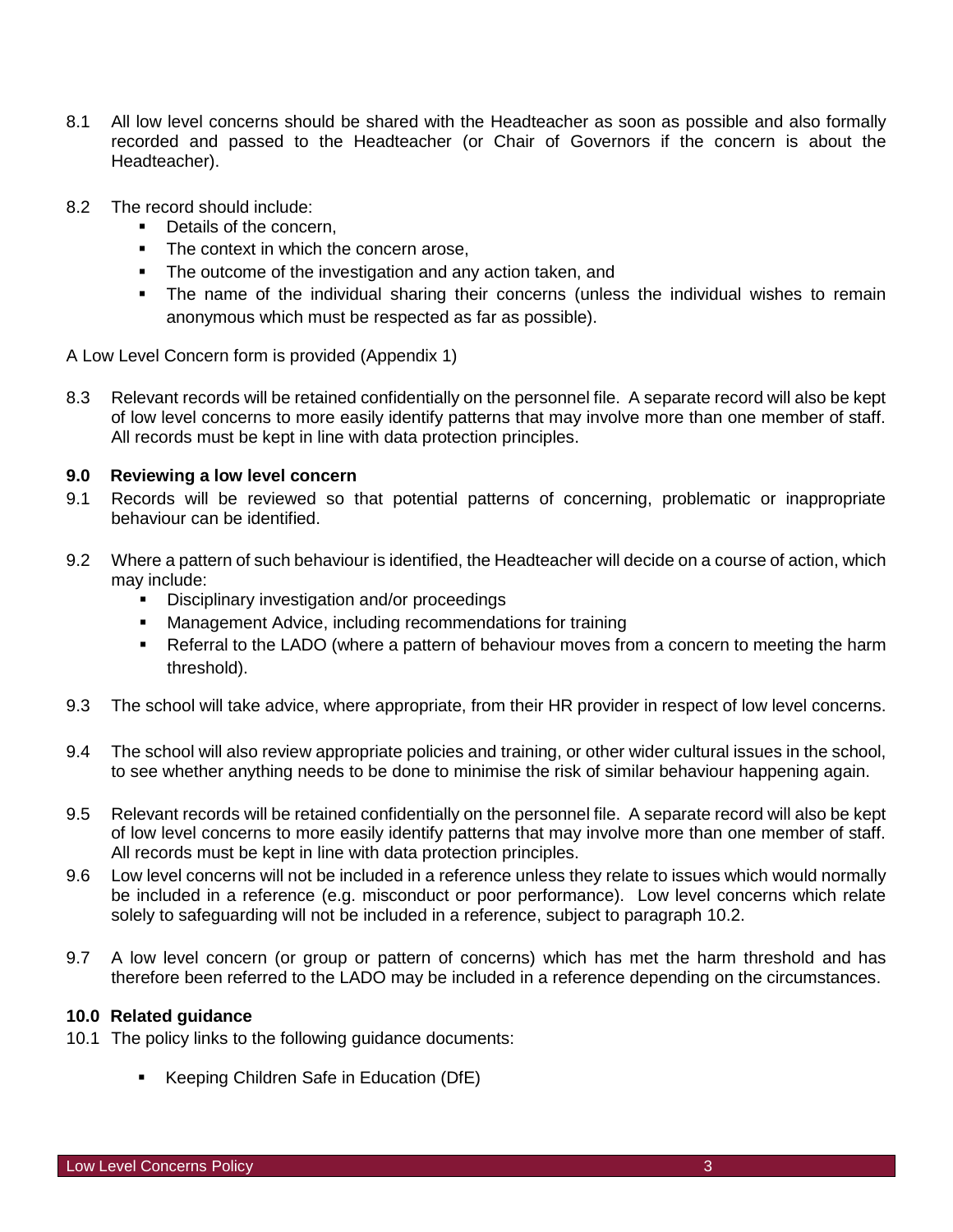8.1 All low level concerns should be shared with the Headteacher as soon as possible and also formally recorded and passed to the Headteacher (or Chair of Governors if the concern is about the Headteacher).

8.2 The record should include:

- Details of the concern,
- The context in which the concern arose,
- The outcome of the investigation and any action taken, and
- The name of the individual sharing their concerns (unless the individual wishes to remain anonymous which must be respected as far as possible).

A Low Level Concern form is provided (Appendix 1)

8.3 Relevant records will be retained confidentially on the personnel file. A separate record will also be kept of low level concerns to more easily identify patterns that may involve more than one member of staff. All records must be kept in line with data protection principles.

**9.0 Reviewing a low level concern**

9.1 Records will be reviewed so that potential patterns of concerning, problematic or inappropriate behaviour can be identified.

9.2 Where a pattern of such behaviour is identified, the Headteacher will decide on a course of action, which may include:

- Disciplinary investigation and/or proceedings
- Management Advice, including recommendations for training
- Referral to the LADO (where a pattern of behaviour moves from a concern to meeting the harm threshold).

9.3 The school will take advice, where appropriate, from their HR provider in respect of low level concerns.

9.4 The school will also review appropriate policies and training, or other wider cultural issues in the school, to see whether anything needs to be done to minimise the risk of similar behaviour happening again.

9.5 Relevant records will be retained confidentially on the personnel file. A separate record will also be kept of low level concerns to more easily identify patterns that may involve more than one member of staff. All records must be kept in line with data protection principles.

9.6 Low level concerns will not be included in a reference unless they relate to issues which would normally be included in a reference (e.g. misconduct or poor performance). Low level concerns which relate solely to safeguarding will not be included in a reference, subject to paragraph 10.2.

9.7 A low level concern (or group or pattern of concerns) which has met the harm threshold and has therefore been referred to the LADO may be included in a reference depending on the circumstances.

**10.0 Related guidance**

10.1 The policy links to the following guidance documents:

- Keeping Children Safe in Education (DfE)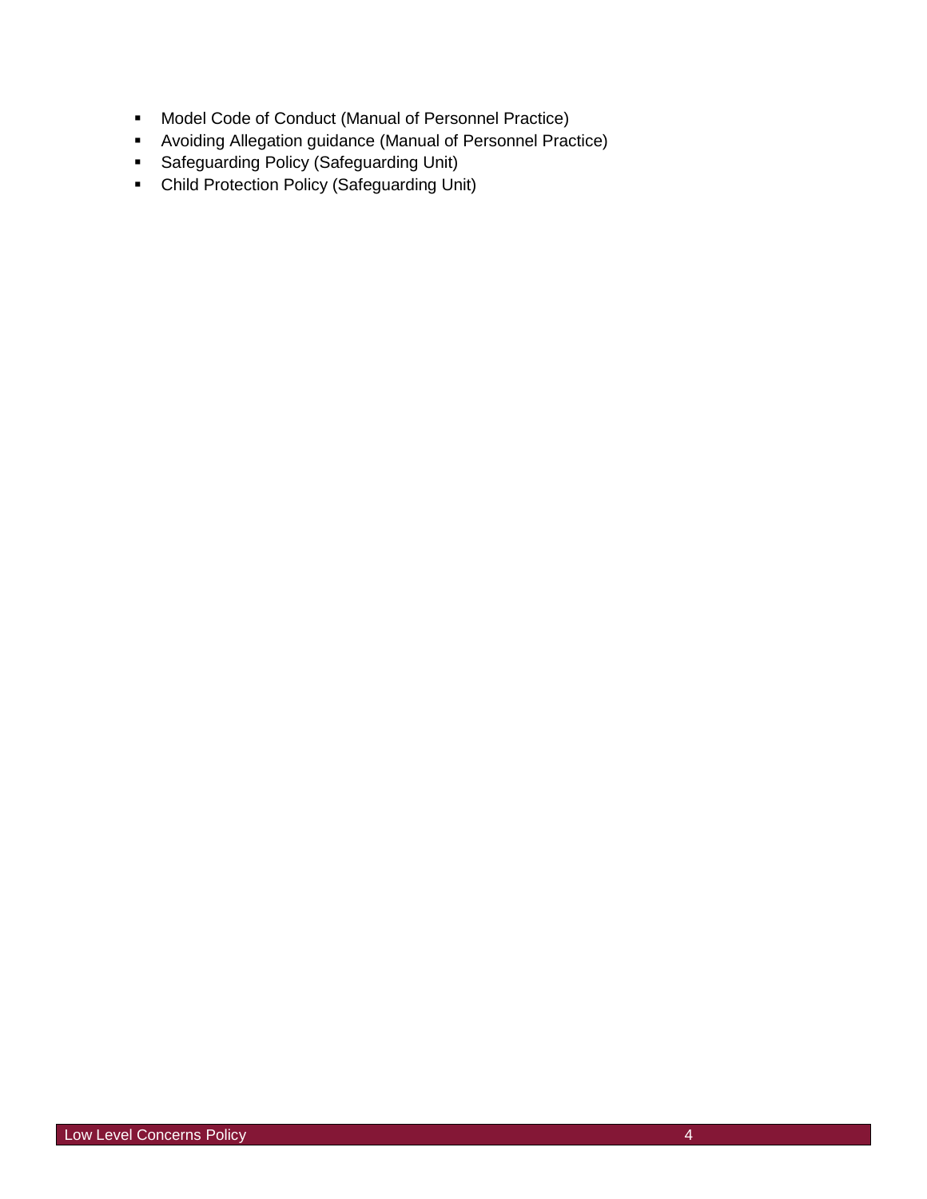- Model Code of Conduct (Manual of Personnel Practice)
- Avoiding Allegation guidance (Manual of Personnel Practice)
- Safeguarding Policy (Safeguarding Unit)
- Child Protection Policy (Safeguarding Unit)